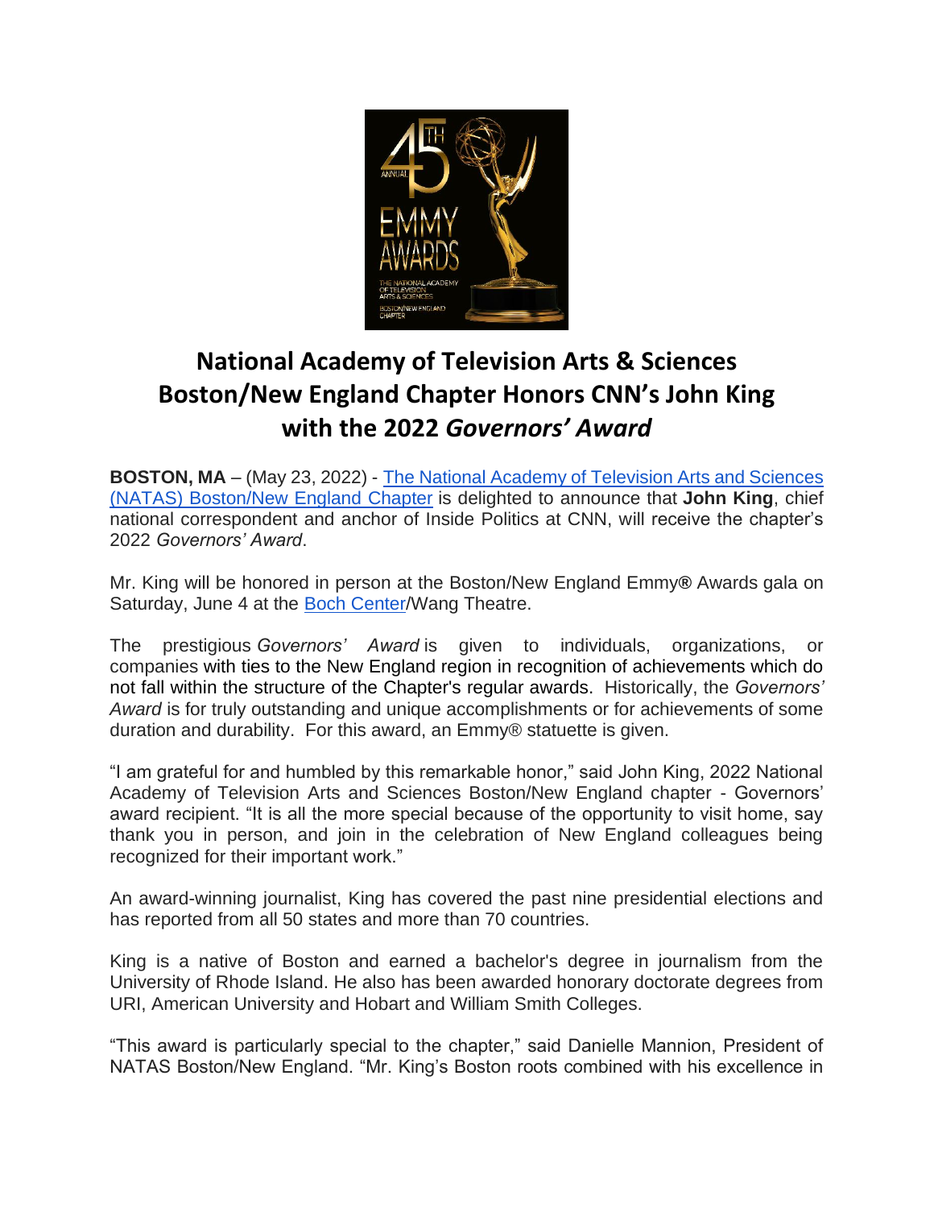# National Academy of Television Arts & Sciences Boston/New England Chapter Honors CNN's John King with the 2022 *Governors' Award*

**BOSTON, MA** – (May 23, 2022) - [The National Academy of Television Arts and Sciences (NATAS) Boston/New England Chapter]() is delighted to announce that **John King**, chief national correspondent and anchor of Inside Politics at CNN, will receive the chapter's 2022 *Governors' Award*.

Mr. King will be honored in person at the Boston/New England Emmy® Awards gala on Saturday, June 4 at the [Boch Center]()/Wang Theatre.

The prestigious *Governors' Award* is given to individuals, organizations, or companies with ties to the New England region in recognition of achievements which do not fall within the structure of the Chapter's regular awards. Historically, the *Governors' Award* is for truly outstanding and unique accomplishments or for achievements of some duration and durability. For this award, an Emmy® statuette is given.

"I am grateful for and humbled by this remarkable honor," said John King, 2022 National Academy of Television Arts and Sciences Boston/New England chapter - Governors' award recipient. "It is all the more special because of the opportunity to visit home, say thank you in person, and join in the celebration of New England colleagues being recognized for their important work."

An award-winning journalist, King has covered the past nine presidential elections and has reported from all 50 states and more than 70 countries.

King is a native of Boston and earned a bachelor's degree in journalism from the University of Rhode Island. He also has been awarded honorary doctorate degrees from URI, American University and Hobart and William Smith Colleges.

"This award is particularly special to the chapter," said Danielle Mannion, President of NATAS Boston/New England. "Mr. King's Boston roots combined with his excellence in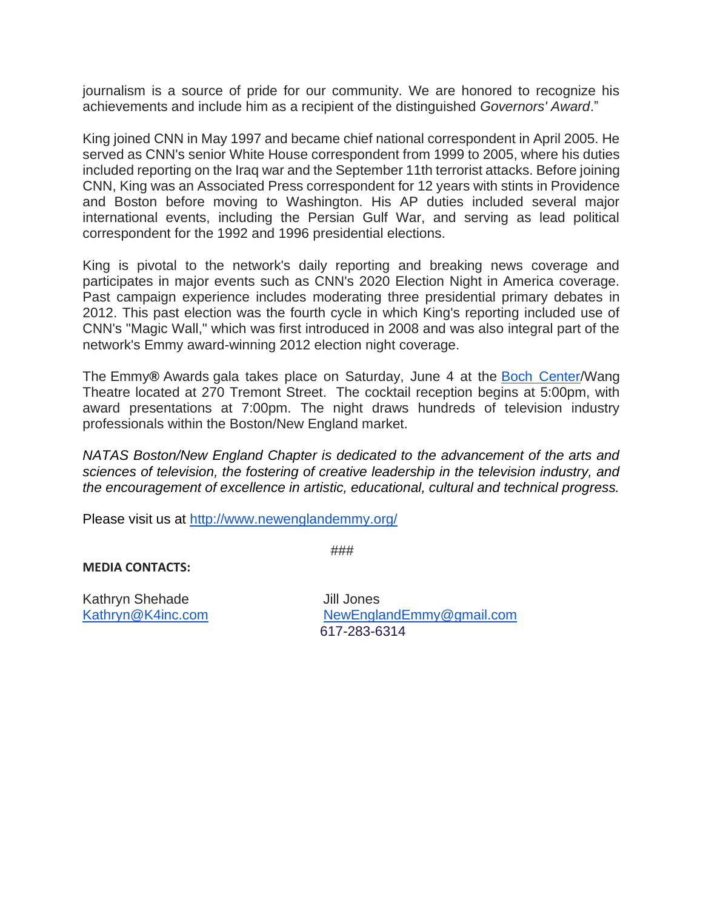journalism is a source of pride for our community. We are honored to recognize his achievements and include him as a recipient of the distinguished *Governors' Award*."

King joined CNN in May 1997 and became chief national correspondent in April 2005. He served as CNN's senior White House correspondent from 1999 to 2005, where his duties included reporting on the Iraq war and the September 11th terrorist attacks. Before joining CNN, King was an Associated Press correspondent for 12 years with stints in Providence and Boston before moving to Washington. His AP duties included several major international events, including the Persian Gulf War, and serving as lead political correspondent for the 1992 and 1996 presidential elections.

King is pivotal to the network's daily reporting and breaking news coverage and participates in major events such as CNN's 2020 Election Night in America coverage. Past campaign experience includes moderating three presidential primary debates in 2012. This past election was the fourth cycle in which King's reporting included use of CNN's "Magic Wall," which was first introduced in 2008 and was also integral part of the network's Emmy award-winning 2012 election night coverage.

The Emmy® Awards gala takes place on Saturday, June 4 at the [Boch Center](Boch Center)/Wang Theatre located at 270 Tremont Street. The cocktail reception begins at 5:00pm, with award presentations at 7:00pm. The night draws hundreds of television industry professionals within the Boston/New England market.

*NATAS Boston/New England Chapter is dedicated to the advancement of the arts and sciences of television, the fostering of creative leadership in the television industry, and the encouragement of excellence in artistic, educational, cultural and technical progress.*

Please visit us at http://www.newenglandemmy.org/

###

**MEDIA CONTACTS:**

Kathryn Shehade
Kathryn@K4inc.com

Jill Jones
NewEnglandEmmy@gmail.com
617-283-6314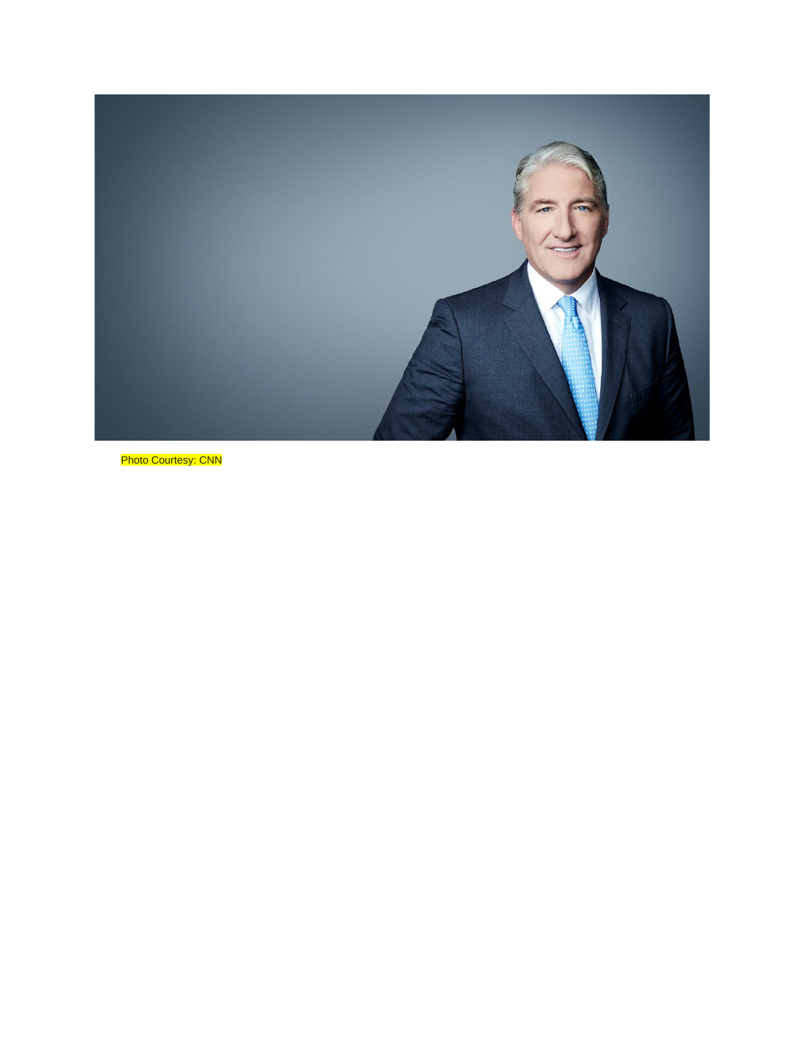Photo Courtesy: CNN